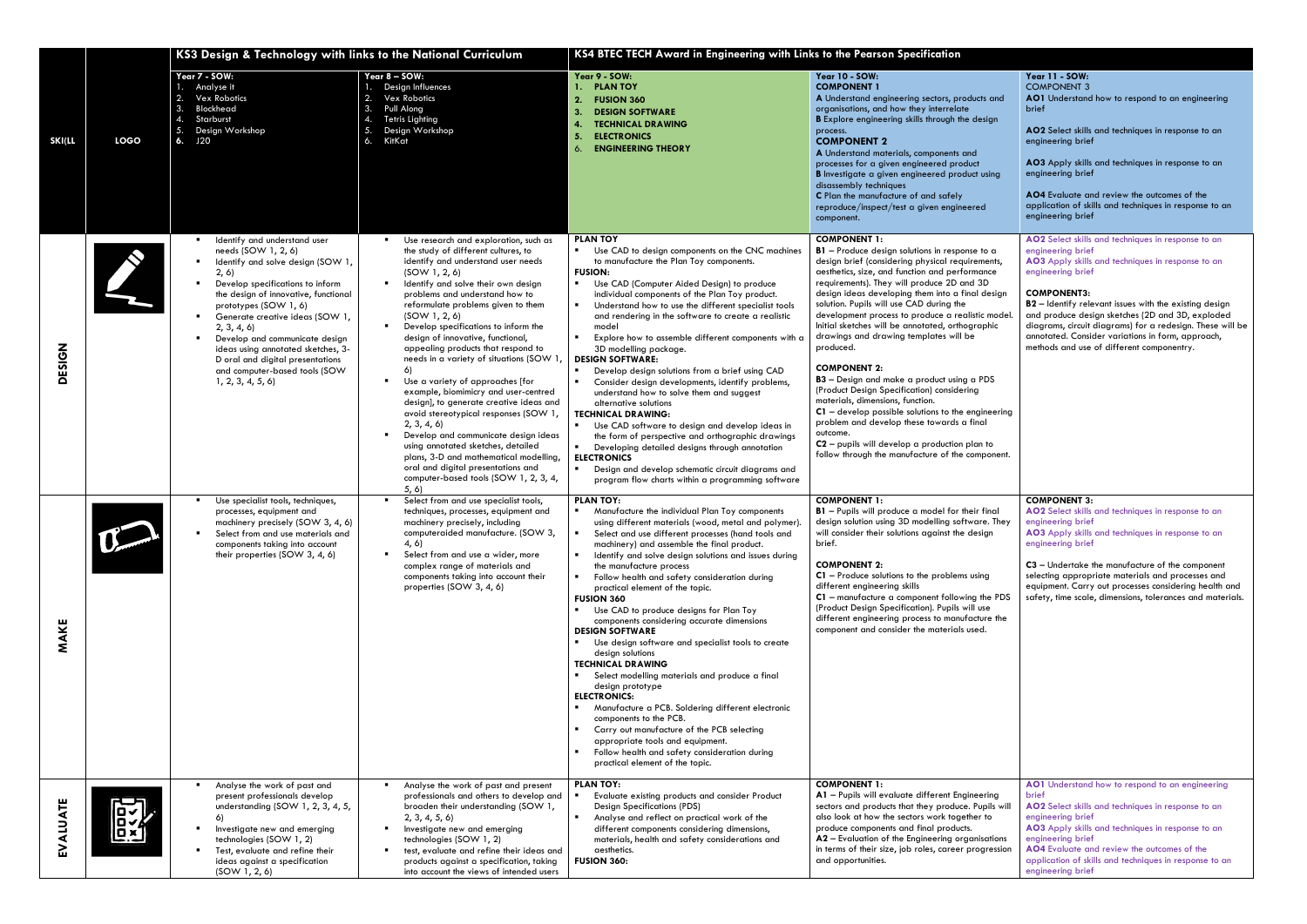| SKI(LL | LOGO | KS3 Design & Technology with links to the National Curriculum | | KS4 BTEC TECH Award in Engineering with Links to the Pearson Specification | | |
|---|---|---|---|---|---|---|
| | | **Year 7 - SOW:**<br>1. Analyse it<br>2. Vex Robotics<br>3. Blockhead<br>4. Starburst<br>5. Design Workshop<br>6. J20 | **Year 8 – SOW:**<br>1. Design Influences<br>2. Vex Robotics<br>3. Pull Along<br>4. Tetris Lighting<br>5. Design Workshop<br>6. KitKat | **Year 9 - SOW:**<br>1. **PLAN TOY**<br>2. **FUSION 360**<br>3. **DESIGN SOFTWARE**<br>4. **TECHNICAL DRAWING**<br>5. **ELECTRONICS**<br>6. **ENGINEERING THEORY** | **Year 10 - SOW:**<br>**COMPONENT 1**<br>**A** Understand engineering sectors, products and organisations, and how they interrelate<br>**B** Explore engineering skills through the design process.<br>**COMPONENT 2**<br>**A** Understand materials, components and processes for a given engineered product<br>**B** Investigate a given engineered product using disassembly techniques<br>**C** Plan the manufacture of and safely reproduce/inspect/test a given engineered component. | **Year 11 - SOW:**<br>COMPONENT 3<br>**AO1** Understand how to respond to an engineering brief<br>**AO2** Select skills and techniques in response to an engineering brief<br>**AO3** Apply skills and techniques in response to an engineering brief<br>**AO4** Evaluate and review the outcomes of the application of skills and techniques in response to an engineering brief |
| **DESIGN** | | ▪ Identify and understand user needs (SOW 1, 2, 6)<br>▪ Identify and solve design (SOW 1, 2, 6)<br>▪ Develop specifications to inform the design of innovative, functional prototypes (SOW 1, 6)<br>▪ Generate creative ideas (SOW 1, 2, 3, 4, 6)<br>▪ Develop and communicate design ideas using annotated sketches, 3-D oral and digital presentations and computer-based tools (SOW 1, 2, 3, 4, 5, 6) | ▪ Use research and exploration, such as the study of different cultures, to identify and understand user needs (SOW 1, 2, 6)<br>▪ Identify and solve their own design problems and understand how to reformulate problems given to them (SOW 1, 2, 6)<br>▪ Develop specifications to inform the design of innovative, functional, appealing products that respond to needs in a variety of situations (SOW 1, 6)<br>▪ Use a variety of approaches [for example, biomimicry and user-centred design], to generate creative ideas and avoid stereotypical responses (SOW 1, 2, 3, 4, 6)<br>▪ Develop and communicate design ideas using annotated sketches, detailed plans, 3-D and mathematical modelling, oral and digital presentations and computer-based tools (SOW 1, 2, 3, 4, 5, 6) | **PLAN TOY**<br>▪ Use CAD to design components on the CNC machines to manufacture the Plan Toy components.<br>**FUSION:**<br>▪ Use CAD (Computer Aided Design) to produce individual components of the Plan Toy product.<br>▪ Understand how to use the different specialist tools and rendering in the software to create a realistic model<br>▪ Explore how to assemble different components with a 3D modelling package.<br>**DESIGN SOFTWARE:**<br>▪ Develop design solutions from a brief using CAD<br>▪ Consider design developments, identify problems, understand how to solve them and suggest alternative solutions<br>**TECHNICAL DRAWING:**<br>▪ Use CAD software to design and develop ideas in the form of perspective and orthographic drawings<br>▪ Developing detailed designs through annotation<br>**ELECTRONICS**<br>▪ Design and develop schematic circuit diagrams and program flow charts within a programming software | **COMPONENT 1:**<br>**B1** – Produce design solutions in response to a design brief (considering physical requirements, aesthetics, size, and function and performance requirements). They will produce 2D and 3D design ideas developing them into a final design solution. Pupils will use CAD during the development process to produce a realistic model. Initial sketches will be annotated, orthographic drawings and drawing templates will be produced.<br>**COMPONENT 2:**<br>**B3** – Design and make a product using a PDS (Product Design Specification) considering materials, dimensions, function.<br>**C1** – develop possible solutions to the engineering problem and develop these towards a final outcome.<br>**C2** – pupils will develop a production plan to follow through the manufacture of the component. | **AO2** Select skills and techniques in response to an engineering brief<br>**AO3** Apply skills and techniques in response to an engineering brief<br>**COMPONENT3:**<br>**B2** – Identify relevant issues with the existing design and produce design sketches (2D and 3D, exploded diagrams, circuit diagrams) for a redesign. These will be annotated. Consider variations in form, approach, methods and use of different componentry. |
| **MAKE** | | ▪ Use specialist tools, techniques, processes, equipment and machinery precisely (SOW 3, 4, 6)<br>▪ Select from and use materials and components taking into account their properties (SOW 3, 4, 6) | ▪ Select from and use specialist tools, techniques, processes, equipment and machinery precisely, including computeraided manufacture. (SOW 3, 4, 6)<br>▪ Select from and use a wider, more complex range of materials and components taking into account their properties (SOW 3, 4, 6) | **PLAN TOY:**<br>▪ Manufacture the individual Plan Toy components using different materials (wood, metal and polymer).<br>▪ Select and use different processes (hand tools and machinery) and assemble the final product.<br>▪ Identify and solve design solutions and issues during the manufacture process<br>▪ Follow health and safety consideration during practical element of the topic.<br>**FUSION 360**<br>▪ Use CAD to produce designs for Plan Toy components considering accurate dimensions<br>**DESIGN SOFTWARE**<br>▪ Use design software and specialist tools to create design solutions<br>**TECHNICAL DRAWING**<br>▪ Select modelling materials and produce a final design prototype<br>**ELECTRONICS:**<br>▪ Manufacture a PCB. Soldering different electronic components to the PCB.<br>▪ Carry out manufacture of the PCB selecting appropriate tools and equipment.<br>▪ Follow health and safety consideration during practical element of the topic. | **COMPONENT 1:**<br>**B1** – Pupils will produce a model for their final design solution using 3D modelling software. They will consider their solutions against the design brief.<br>**COMPONENT 2:**<br>**C1** – Produce solutions to the problems using different engineering skills<br>**C1** – manufacture a component following the PDS (Product Design Specification). Pupils will use different engineering process to manufacture the component and consider the materials used. | **COMPONENT 3:**<br>**AO2** Select skills and techniques in response to an engineering brief<br>**AO3** Apply skills and techniques in response to an engineering brief<br>**C3** – Undertake the manufacture of the component selecting appropriate materials and processes and equipment. Carry out processes considering health and safety, time scale, dimensions, tolerances and materials. |
| **EVALUATE** | | ▪ Analyse the work of past and present professionals develop understanding (SOW 1, 2, 3, 4, 5, 6)<br>▪ Investigate new and emerging technologies (SOW 1, 2)<br>▪ Test, evaluate and refine their ideas against a specification (SOW 1, 2, 6) | ▪ Analyse the work of past and present professionals and others to develop and broaden their understanding (SOW 1, 2, 3, 4, 5, 6)<br>▪ Investigate new and emerging technologies (SOW 1, 2)<br>▪ test, evaluate and refine their ideas and products against a specification, taking into account the views of intended users | **PLAN TOY:**<br>▪ Evaluate existing products and consider Product Design Specifications (PDS)<br>▪ Analyse and reflect on practical work of the different components considering dimensions, materials, health and safety considerations and aesthetics.<br>**FUSION 360:** | **COMPONENT 1:**<br>**A1** – Pupils will evaluate different Engineering sectors and products that they produce. Pupils will also look at how the sectors work together to produce components and final products.<br>**A2** – Evaluation of the Engineering organisations in terms of their size, job roles, career progression and opportunities. | **AO1** Understand how to respond to an engineering brief<br>**AO2** Select skills and techniques in response to an engineering brief<br>**AO3** Apply skills and techniques in response to an engineering brief<br>**AO4** Evaluate and review the outcomes of the application of skills and techniques in response to an engineering brief |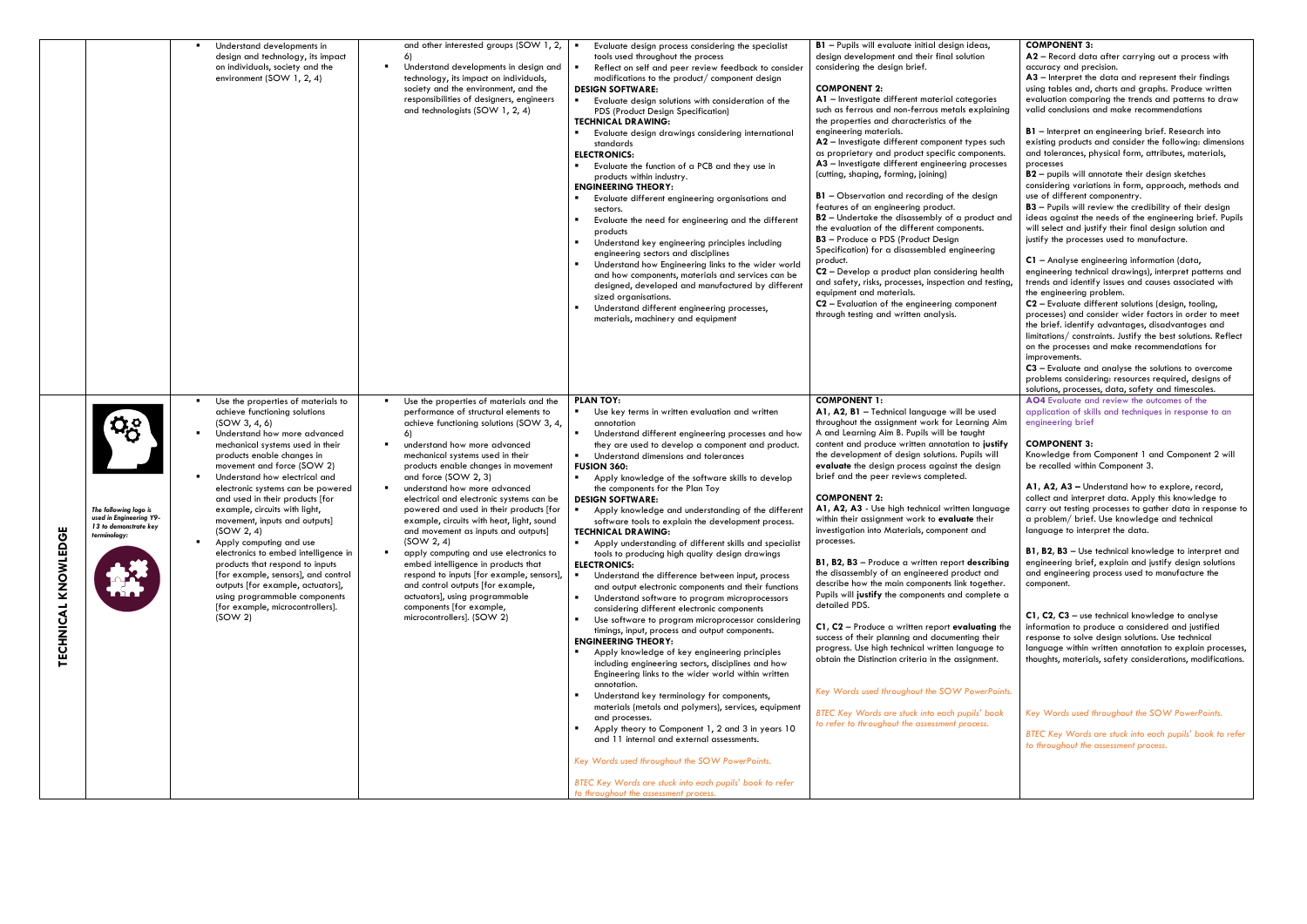| | | | | | | |
|---|---|---|---|---|---|---|
| | | ▪ Understand developments in design and technology, its impact on individuals, society and the environment (SOW 1, 2, 4) | and other interested groups (SOW 1, 2, 6)<br>▪ Understand developments in design and technology, its impact on individuals, society and the environment, and the responsibilities of designers, engineers and technologists (SOW 1, 2, 4) | ▪ Evaluate design process considering the specialist tools used throughout the process<br>▪ Reflect on self and peer review feedback to consider modifications to the product/ component design<br>**DESIGN SOFTWARE:**<br>▪ Evaluate design solutions with consideration of the PDS (Product Design Specification)<br>**TECHNICAL DRAWING:**<br>▪ Evaluate design drawings considering international standards<br>**ELECTRONICS:**<br>▪ Evaluate the function of a PCB and they use in products within industry.<br>**ENGINEERING THEORY:**<br>▪ Evaluate different engineering organisations and sectors.<br>▪ Evaluate the need for engineering and the different products<br>▪ Understand key engineering principles including engineering sectors and disciplines<br>▪ Understand how Engineering links to the wider world and how components, materials and services can be designed, developed and manufactured by different sized organisations.<br>▪ Understand different engineering processes, materials, machinery and equipment | **B1** – Pupils will evaluate initial design ideas, design development and their final solution considering the design brief.<br><br>**COMPONENT 2:**<br>**A1** – Investigate different material categories such as ferrous and non-ferrous metals explaining the properties and characteristics of the engineering materials.<br>**A2** – Investigate different component types such as proprietary and product specific components.<br>**A3** – Investigate different engineering processes (cutting, shaping, forming, joining)<br><br>**B1** – Observation and recording of the design features of an engineering product.<br>**B2** – Undertake the disassembly of a product and the evaluation of the different components.<br>**B3** – Produce a PDS (Product Design Specification) for a disassembled engineering product.<br>**C2** – Develop a product plan considering health and safety, risks, processes, inspection and testing, equipment and materials.<br>**C2** – Evaluation of the engineering component through testing and written analysis. | **COMPONENT 3:**<br>**A2** – Record data after carrying out a process with accuracy and precision.<br>**A3** – Interpret the data and represent their findings using tables and, charts and graphs. Produce written evaluation comparing the trends and patterns to draw valid conclusions and make recommendations<br><br>**B1** – Interpret an engineering brief. Research into existing products and consider the following: dimensions and tolerances, physical form, attributes, materials, processes<br>**B2** – pupils will annotate their design sketches considering variations in form, approach, methods and use of different componentry.<br>**B3** – Pupils will review the credibility of their design ideas against the needs of the engineering brief. Pupils will select and justify their final design solution and justify the processes used to manufacture.<br><br>**C1** – Analyse engineering information (data, engineering technical drawings), interpret patterns and trends and identify issues and causes associated with the engineering problem.<br>**C2** – Evaluate different solutions (design, tooling, processes) and consider wider factors in order to meet the brief. identify advantages, disadvantages and limitations/ constraints. Justify the best solutions. Reflect on the processes and make recommendations for improvements.<br>**C3** – Evaluate and analyse the solutions to overcome problems considering: resources required, designs of solutions, processes, data, safety and timescales. |
| **TECHNICAL KNOWLEDGE** | *The following logo is used in Engineering Y9-13 to demonstrate key terminology:* | ▪ Use the properties of materials to achieve functioning solutions (SOW 3, 4, 6)<br>▪ Understand how more advanced mechanical systems used in their products enable changes in movement and force (SOW 2)<br>▪ Understand how electrical and electronic systems can be powered and used in their products [for example, circuits with light, movement, inputs and outputs] (SOW 2, 4)<br>▪ Apply computing and use electronics to embed intelligence in products that respond to inputs [for example, sensors], and control outputs [for example, actuators], using programmable components [for example, microcontrollers]. (SOW 2) | ▪ Use the properties of materials and the performance of structural elements to achieve functioning solutions (SOW 3, 4, 6)<br>▪ understand how more advanced mechanical systems used in their products enable changes in movement and force (SOW 2, 3)<br>▪ understand how more advanced electrical and electronic systems can be powered and used in their products [for example, circuits with heat, light, sound and movement as inputs and outputs] (SOW 2, 4)<br>▪ apply computing and use electronics to embed intelligence in products that respond to inputs [for example, sensors], and control outputs [for example, actuators], using programmable components [for example, microcontrollers]. (SOW 2) | **PLAN TOY:**<br>▪ Use key terms in written evaluation and written annotation<br>▪ Understand different engineering processes and how they are used to develop a component and product.<br>▪ Understand dimensions and tolerances<br>**FUSION 360:**<br>▪ Apply knowledge of the software skills to develop the components for the Plan Toy<br>**DESIGN SOFTWARE:**<br>▪ Apply knowledge and understanding of the different software tools to explain the development process.<br>**TECHNICAL DRAWING:**<br>▪ Apply understanding of different skills and specialist tools to producing high quality design drawings<br>**ELECTRONICS:**<br>▪ Understand the difference between input, process and output electronic components and their functions<br>▪ Understand software to program microprocessors considering different electronic components<br>▪ Use software to program microprocessor considering timings, input, process and output components.<br>**ENGINEERING THEORY:**<br>▪ Apply knowledge of key engineering principles including engineering sectors, disciplines and how Engineering links to the wider world within written annotation.<br>▪ Understand key terminology for components, materials (metals and polymers), services, equipment and processes.<br>▪ Apply theory to Component 1, 2 and 3 in years 10 and 11 internal and external assessments.<br><br>*Key Words used throughout the SOW PowerPoints.*<br><br>*BTEC Key Words are stuck into each pupils' book to refer to throughout the assessment process.* | **COMPONENT 1:**<br>**A1, A2, B1** – Technical language will be used throughout the assignment work for Learning Aim A and Learning Aim B. Pupils will be taught content and produce written annotation to **justify** the development of design solutions. Pupils will **evaluate** the design process against the design brief and the peer reviews completed.<br><br>**COMPONENT 2:**<br>**A1, A2, A3** - Use high technical written language within their assignment work to **evaluate** their investigation into Materials, component and processes.<br><br>**B1, B2, B3** – Produce a written report **describing** the disassembly of an engineered product and describe how the main components link together. Pupils will **justify** the components and complete a detailed PDS.<br><br>**C1, C2** – Produce a written report **evaluating** the success of their planning and documenting their progress. Use high technical written language to obtain the Distinction criteria in the assignment.<br><br>*Key Words used throughout the SOW PowerPoints.*<br><br>*BTEC Key Words are stuck into each pupils' book to refer to throughout the assessment process.* | **AO4** Evaluate and review the outcomes of the application of skills and techniques in response to an engineering brief<br><br>**COMPONENT 3:**<br>Knowledge from Component 1 and Component 2 will be recalled within Component 3.<br><br>**A1, A2, A3 –** Understand how to explore, record, collect and interpret data. Apply this knowledge to carry out testing processes to gather data in response to a problem/ brief. Use knowledge and technical language to interpret the data.<br><br>**B1, B2, B3** – Use technical knowledge to interpret and engineering brief, explain and justify design solutions and engineering process used to manufacture the component.<br><br>**C1, C2, C3** – use technical knowledge to analyse information to produce a considered and justified response to solve design solutions. Use technical language within written annotation to explain processes, thoughts, materials, safety considerations, modifications.<br><br>*Key Words used throughout the SOW PowerPoints.*<br><br>*BTEC Key Words are stuck into each pupils' book to refer to throughout the assessment process.* |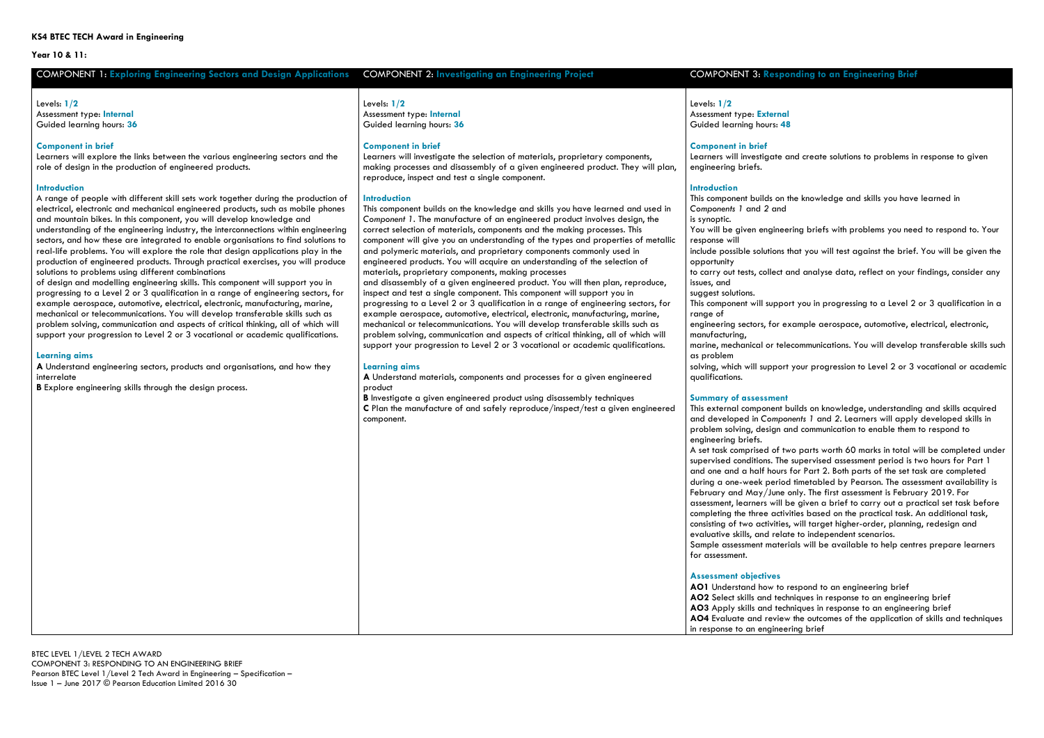**KS4 BTEC TECH Award in Engineering**

**Year 10 & 11:**

## COMPONENT 1: Exploring Engineering Sectors and Design Applications

Levels: **1/2**
Assessment type: **Internal**
Guided learning hours: **36**

### Component in brief

Learners will explore the links between the various engineering sectors and the role of design in the production of engineered products.

### Introduction

A range of people with different skill sets work together during the production of electrical, electronic and mechanical engineered products, such as mobile phones and mountain bikes. In this component, you will develop knowledge and understanding of the engineering industry, the interconnections within engineering sectors, and how these are integrated to enable organisations to find solutions to real-life problems. You will explore the role that design applications play in the production of engineered products. Through practical exercises, you will produce solutions to problems using different combinations of design and modelling engineering skills. This component will support you in progressing to a Level 2 or 3 qualification in a range of engineering sectors, for example aerospace, automotive, electrical, electronic, manufacturing, marine, mechanical or telecommunications. You will develop transferable skills such as problem solving, communication and aspects of critical thinking, all of which will support your progression to Level 2 or 3 vocational or academic qualifications.

### Learning aims

**A** Understand engineering sectors, products and organisations, and how they interrelate
**B** Explore engineering skills through the design process.

## COMPONENT 2: Investigating an Engineering Project

Levels: **1/2**
Assessment type: **Internal**
Guided learning hours: **36**

### Component in brief

Learners will investigate the selection of materials, proprietary components, making processes and disassembly of a given engineered product. They will plan, reproduce, inspect and test a single component.

### Introduction

This component builds on the knowledge and skills you have learned and used in *Component 1*. The manufacture of an engineered product involves design, the correct selection of materials, components and the making processes. This component will give you an understanding of the types and properties of metallic and polymeric materials, and proprietary components commonly used in engineered products. You will acquire an understanding of the selection of materials, proprietary components, making processes and disassembly of a given engineered product. You will then plan, reproduce, inspect and test a single component. This component will support you in progressing to a Level 2 or 3 qualification in a range of engineering sectors, for example aerospace, automotive, electrical, electronic, manufacturing, marine, mechanical or telecommunications. You will develop transferable skills such as problem solving, communication and aspects of critical thinking, all of which will support your progression to Level 2 or 3 vocational or academic qualifications.

### Learning aims

**A** Understand materials, components and processes for a given engineered product
**B** Investigate a given engineered product using disassembly techniques
**C** Plan the manufacture of and safely reproduce/inspect/test a given engineered component.

## COMPONENT 3: Responding to an Engineering Brief

Levels: **1/2**
Assessment type: **External**
Guided learning hours: **48**

### Component in brief

Learners will investigate and create solutions to problems in response to given engineering briefs.

### Introduction

This component builds on the knowledge and skills you have learned in *Components 1* and *2* and is synoptic.
You will be given engineering briefs with problems you need to respond to. Your response will include possible solutions that you will test against the brief. You will be given the opportunity to carry out tests, collect and analyse data, reflect on your findings, consider any issues, and suggest solutions.
This component will support you in progressing to a Level 2 or 3 qualification in a range of engineering sectors, for example aerospace, automotive, electrical, electronic, manufacturing, marine, mechanical or telecommunications. You will develop transferable skills such as problem solving, which will support your progression to Level 2 or 3 vocational or academic qualifications.

### Summary of assessment

This external component builds on knowledge, understanding and skills acquired and developed in *Components 1* and *2*. Learners will apply developed skills in problem solving, design and communication to enable them to respond to engineering briefs.
A set task comprised of two parts worth 60 marks in total will be completed under supervised conditions. The supervised assessment period is two hours for Part 1 and one and a half hours for Part 2. Both parts of the set task are completed during a one-week period timetabled by Pearson. The assessment availability is February and May/June only. The first assessment is February 2019. For assessment, learners will be given a brief to carry out a practical set task before completing the three activities based on the practical task. An additional task, consisting of two activities, will target higher-order, planning, redesign and evaluative skills, and relate to independent scenarios.
Sample assessment materials will be available to help centres prepare learners for assessment.

### Assessment objectives

**AO1** Understand how to respond to an engineering brief
**AO2** Select skills and techniques in response to an engineering brief
**AO3** Apply skills and techniques in response to an engineering brief
**AO4** Evaluate and review the outcomes of the application of skills and techniques in response to an engineering brief

BTEC LEVEL 1/LEVEL 2 TECH AWARD
COMPONENT 3: RESPONDING TO AN ENGINEERING BRIEF
Pearson BTEC Level 1/Level 2 Tech Award in Engineering – Specification – Issue 1 – June 2017 © Pearson Education Limited 2016 30